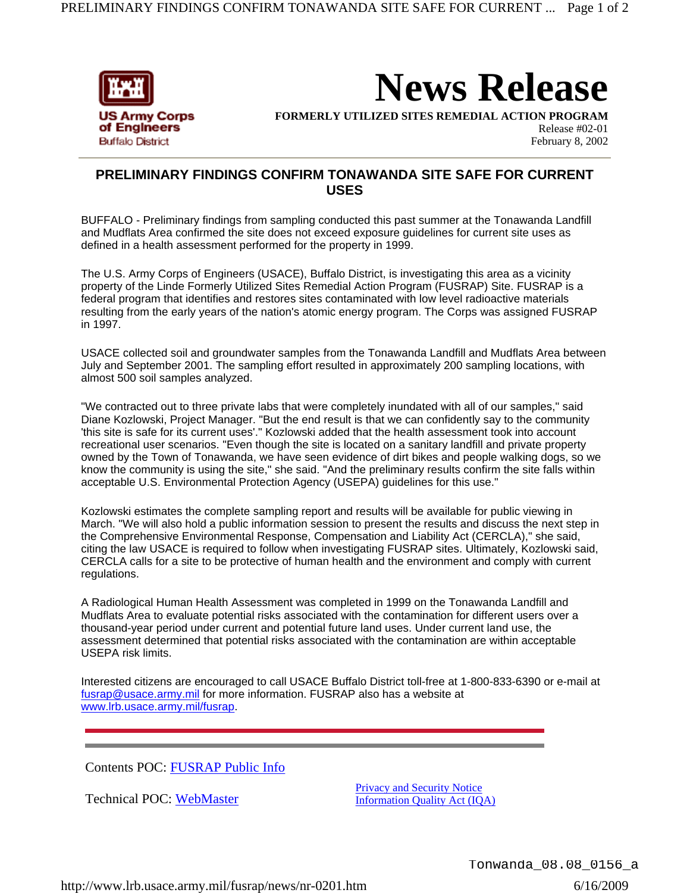US Army Corps of Engineers
Buffalo District

# News Release

**FORMERLY UTILIZED SITES REMEDIAL ACTION PROGRAM**
Release #02-01
February 8, 2002

---

## PRELIMINARY FINDINGS CONFIRM TONAWANDA SITE SAFE FOR CURRENT USES

BUFFALO - Preliminary findings from sampling conducted this past summer at the Tonawanda Landfill and Mudflats Area confirmed the site does not exceed exposure guidelines for current site uses as defined in a health assessment performed for the property in 1999.

The U.S. Army Corps of Engineers (USACE), Buffalo District, is investigating this area as a vicinity property of the Linde Formerly Utilized Sites Remedial Action Program (FUSRAP) Site. FUSRAP is a federal program that identifies and restores sites contaminated with low level radioactive materials resulting from the early years of the nation's atomic energy program. The Corps was assigned FUSRAP in 1997.

USACE collected soil and groundwater samples from the Tonawanda Landfill and Mudflats Area between July and September 2001. The sampling effort resulted in approximately 200 sampling locations, with almost 500 soil samples analyzed.

"We contracted out to three private labs that were completely inundated with all of our samples," said Diane Kozlowski, Project Manager. "But the end result is that we can confidently say to the community 'this site is safe for its current uses'." Kozlowski added that the health assessment took into account recreational user scenarios. "Even though the site is located on a sanitary landfill and private property owned by the Town of Tonawanda, we have seen evidence of dirt bikes and people walking dogs, so we know the community is using the site," she said. "And the preliminary results confirm the site falls within acceptable U.S. Environmental Protection Agency (USEPA) guidelines for this use."

Kozlowski estimates the complete sampling report and results will be available for public viewing in March. "We will also hold a public information session to present the results and discuss the next step in the Comprehensive Environmental Response, Compensation and Liability Act (CERCLA)," she said, citing the law USACE is required to follow when investigating FUSRAP sites. Ultimately, Kozlowski said, CERCLA calls for a site to be protective of human health and the environment and comply with current regulations.

A Radiological Human Health Assessment was completed in 1999 on the Tonawanda Landfill and Mudflats Area to evaluate potential risks associated with the contamination for different users over a thousand-year period under current and potential future land uses. Under current land use, the assessment determined that potential risks associated with the contamination are within acceptable USEPA risk limits.

Interested citizens are encouraged to call USACE Buffalo District toll-free at 1-800-833-6390 or e-mail at fusrap@usace.army.mil for more information. FUSRAP also has a website at www.lrb.usace.army.mil/fusrap.

---

Contents POC: FUSRAP Public Info

Technical POC: WebMaster

Privacy and Security Notice
Information Quality Act (IQA)

Tonwanda_08.08_0156_a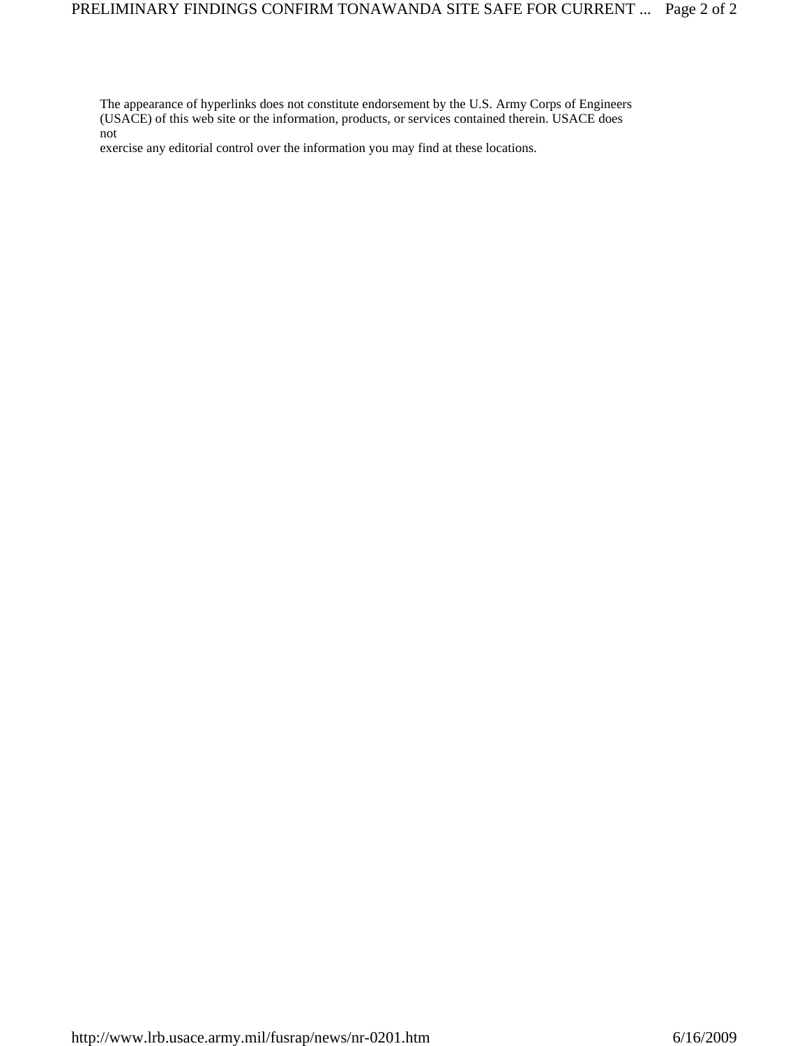The appearance of hyperlinks does not constitute endorsement by the U.S. Army Corps of Engineers (USACE) of this web site or the information, products, or services contained therein. USACE does not
exercise any editorial control over the information you may find at these locations.